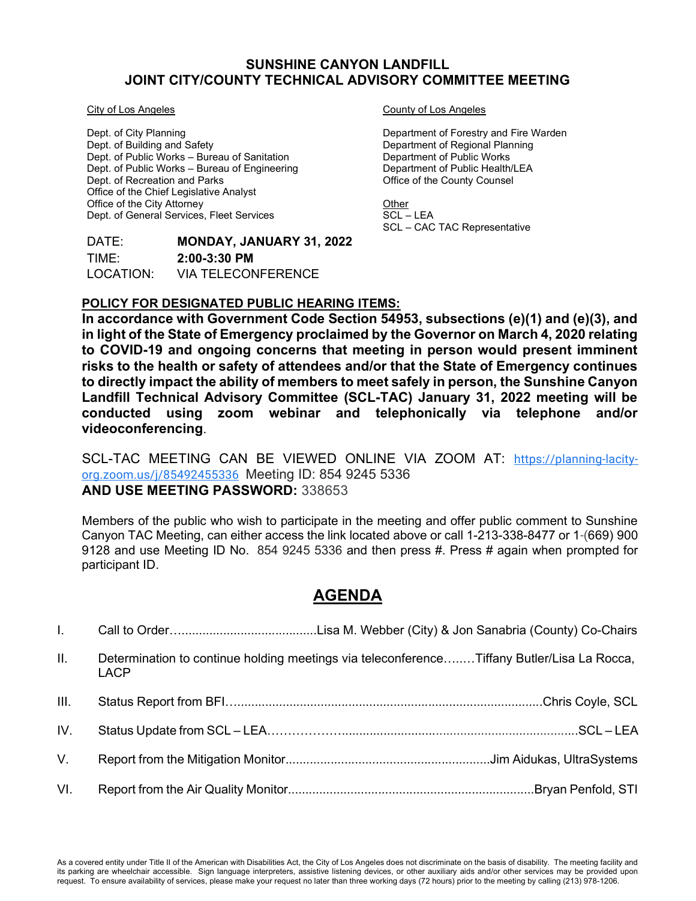# SUNSHINE CANYON LANDFILL
# JOINT CITY/COUNTY TECHNICAL ADVISORY COMMITTEE MEETING

<u>City of Los Angeles</u>

Dept. of City Planning
Dept. of Building and Safety
Dept. of Public Works – Bureau of Sanitation
Dept. of Public Works – Bureau of Engineering
Dept. of Recreation and Parks
Office of the Chief Legislative Analyst
Office of the City Attorney
Dept. of General Services, Fleet Services

<u>County of Los Angeles</u>

Department of Forestry and Fire Warden
Department of Regional Planning
Department of Public Works
Department of Public Health/LEA
Office of the County Counsel

<u>Other</u>
SCL – LEA
SCL – CAC TAC Representative

DATE: **MONDAY, JANUARY 31, 2022**
TIME: **2:00-3:30 PM**
LOCATION: VIA TELECONFERENCE

**<u>POLICY FOR DESIGNATED PUBLIC HEARING ITEMS:</u>**
**In accordance with Government Code Section 54953, subsections (e)(1) and (e)(3), and in light of the State of Emergency proclaimed by the Governor on March 4, 2020 relating to COVID-19 and ongoing concerns that meeting in person would present imminent risks to the health or safety of attendees and/or that the State of Emergency continues to directly impact the ability of members to meet safely in person, the Sunshine Canyon Landfill Technical Advisory Committee (SCL-TAC) January 31, 2022 meeting will be conducted using zoom webinar and telephonically via telephone and/or videoconferencing**.

SCL-TAC MEETING CAN BE VIEWED ONLINE VIA ZOOM AT: https://planning-lacity-org.zoom.us/j/85492455336 Meeting ID: 854 9245 5336
**AND USE MEETING PASSWORD:** 338653

Members of the public who wish to participate in the meeting and offer public comment to Sunshine Canyon TAC Meeting, can either access the link located above or call 1-213-338-8477 or 1-(669) 900 9128 and use Meeting ID No. 854 9245 5336 and then press #. Press # again when prompted for participant ID.

## AGENDA

I. Call to Order……………………………………Lisa M. Webber (City) & Jon Sanabria (County) Co-Chairs

II. Determination to continue holding meetings via teleconference……Tiffany Butler/Lisa La Rocca, LACP

III. Status Report from BFI……………………………………………………………………Chris Coyle, SCL

IV. Status Update from SCL – LEA…………………………………………………………SCL – LEA

V. Report from the Mitigation Monitor……………………………………………Jim Aidukas, UltraSystems

VI. Report from the Air Quality Monitor……………………………………………………Bryan Penfold, STI

As a covered entity under Title II of the American with Disabilities Act, the City of Los Angeles does not discriminate on the basis of disability. The meeting facility and its parking are wheelchair accessible. Sign language interpreters, assistive listening devices, or other auxiliary aids and/or other services may be provided upon request. To ensure availability of services, please make your request no later than three working days (72 hours) prior to the meeting by calling (213) 978-1206.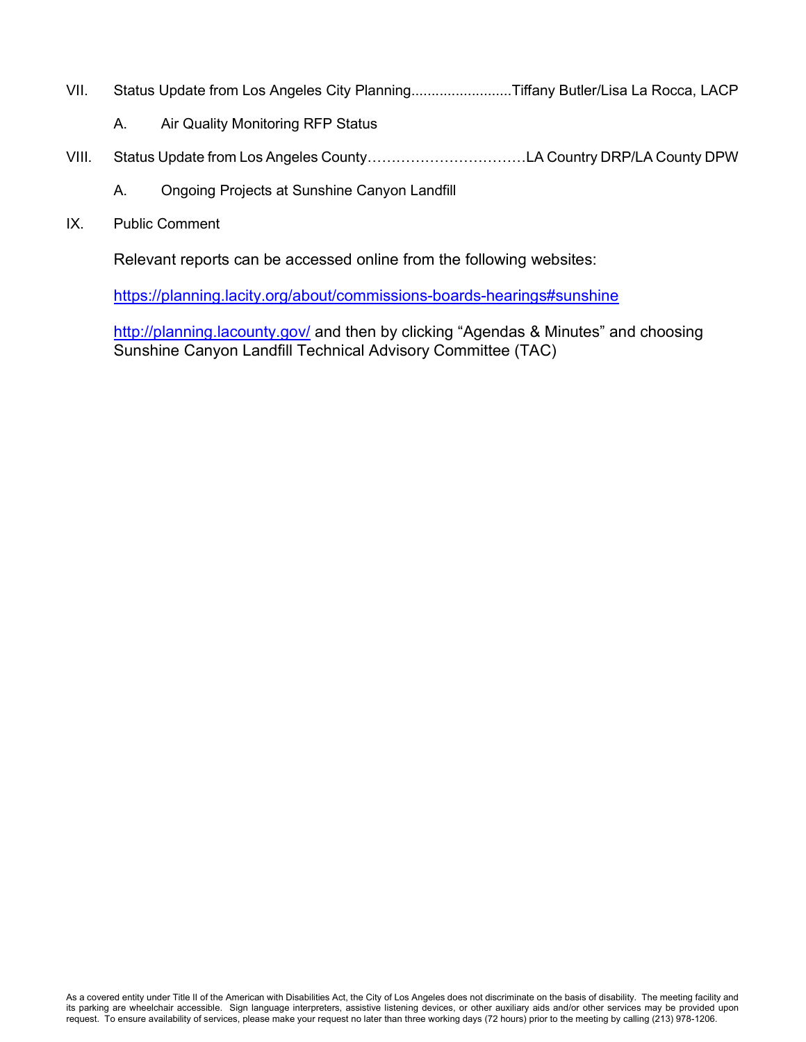VII. Status Update from Los Angeles City Planning.........................Tiffany Butler/Lisa La Rocca, LACP

   A. Air Quality Monitoring RFP Status

VIII. Status Update from Los Angeles County……………………………LA Country DRP/LA County DPW

   A. Ongoing Projects at Sunshine Canyon Landfill

IX. Public Comment

Relevant reports can be accessed online from the following websites:

https://planning.lacity.org/about/commissions-boards-hearings#sunshine

http://planning.lacounty.gov/ and then by clicking "Agendas & Minutes" and choosing Sunshine Canyon Landfill Technical Advisory Committee (TAC)

As a covered entity under Title II of the American with Disabilities Act, the City of Los Angeles does not discriminate on the basis of disability. The meeting facility and its parking are wheelchair accessible. Sign language interpreters, assistive listening devices, or other auxiliary aids and/or other services may be provided upon request. To ensure availability of services, please make your request no later than three working days (72 hours) prior to the meeting by calling (213) 978-1206.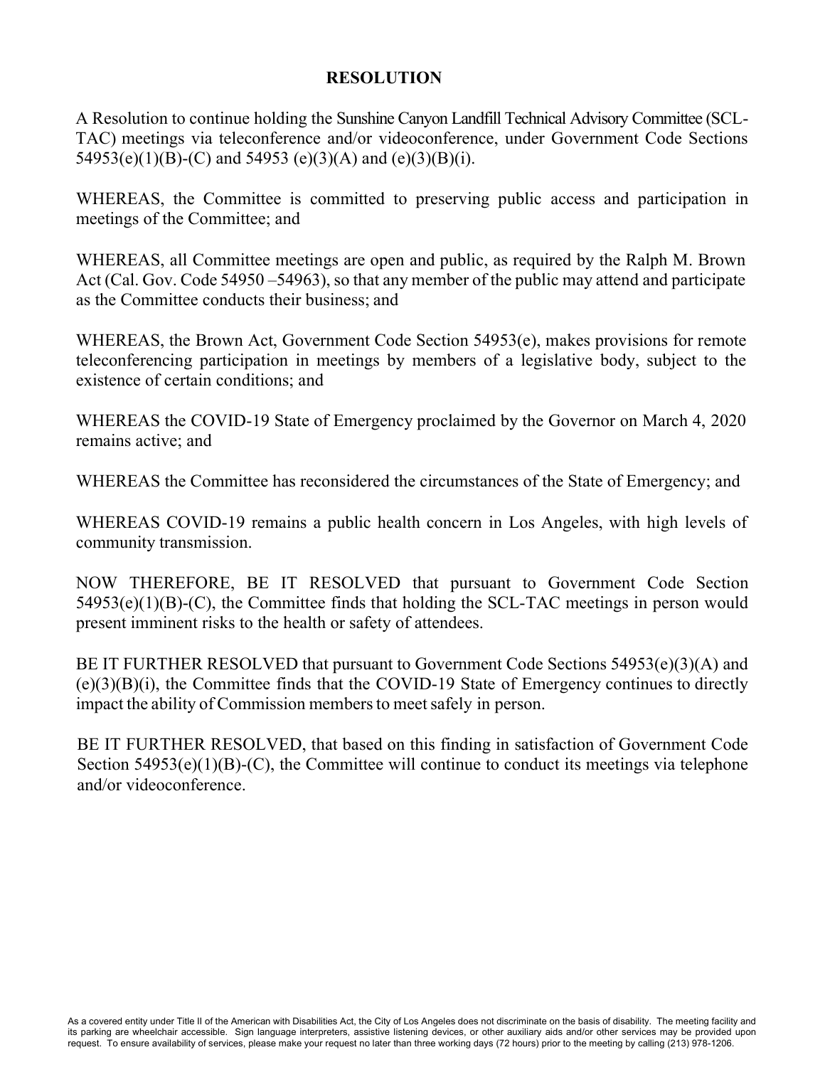**RESOLUTION**

A Resolution to continue holding the Sunshine Canyon Landfill Technical Advisory Committee (SCL-TAC) meetings via teleconference and/or videoconference, under Government Code Sections 54953(e)(1)(B)-(C) and 54953 (e)(3)(A) and (e)(3)(B)(i).

WHEREAS, the Committee is committed to preserving public access and participation in meetings of the Committee; and

WHEREAS, all Committee meetings are open and public, as required by the Ralph M. Brown Act (Cal. Gov. Code 54950 –54963), so that any member of the public may attend and participate as the Committee conducts their business; and

WHEREAS, the Brown Act, Government Code Section 54953(e), makes provisions for remote teleconferencing participation in meetings by members of a legislative body, subject to the existence of certain conditions; and

WHEREAS the COVID-19 State of Emergency proclaimed by the Governor on March 4, 2020 remains active; and

WHEREAS the Committee has reconsidered the circumstances of the State of Emergency; and

WHEREAS COVID-19 remains a public health concern in Los Angeles, with high levels of community transmission.

NOW THEREFORE, BE IT RESOLVED that pursuant to Government Code Section 54953(e)(1)(B)-(C), the Committee finds that holding the SCL-TAC meetings in person would present imminent risks to the health or safety of attendees.

BE IT FURTHER RESOLVED that pursuant to Government Code Sections 54953(e)(3)(A) and (e)(3)(B)(i), the Committee finds that the COVID-19 State of Emergency continues to directly impact the ability of Commission members to meet safely in person.

BE IT FURTHER RESOLVED, that based on this finding in satisfaction of Government Code Section 54953(e)(1)(B)-(C), the Committee will continue to conduct its meetings via telephone and/or videoconference.

As a covered entity under Title II of the American with Disabilities Act, the City of Los Angeles does not discriminate on the basis of disability. The meeting facility and its parking are wheelchair accessible. Sign language interpreters, assistive listening devices, or other auxiliary aids and/or other services may be provided upon request. To ensure availability of services, please make your request no later than three working days (72 hours) prior to the meeting by calling (213) 978-1206.